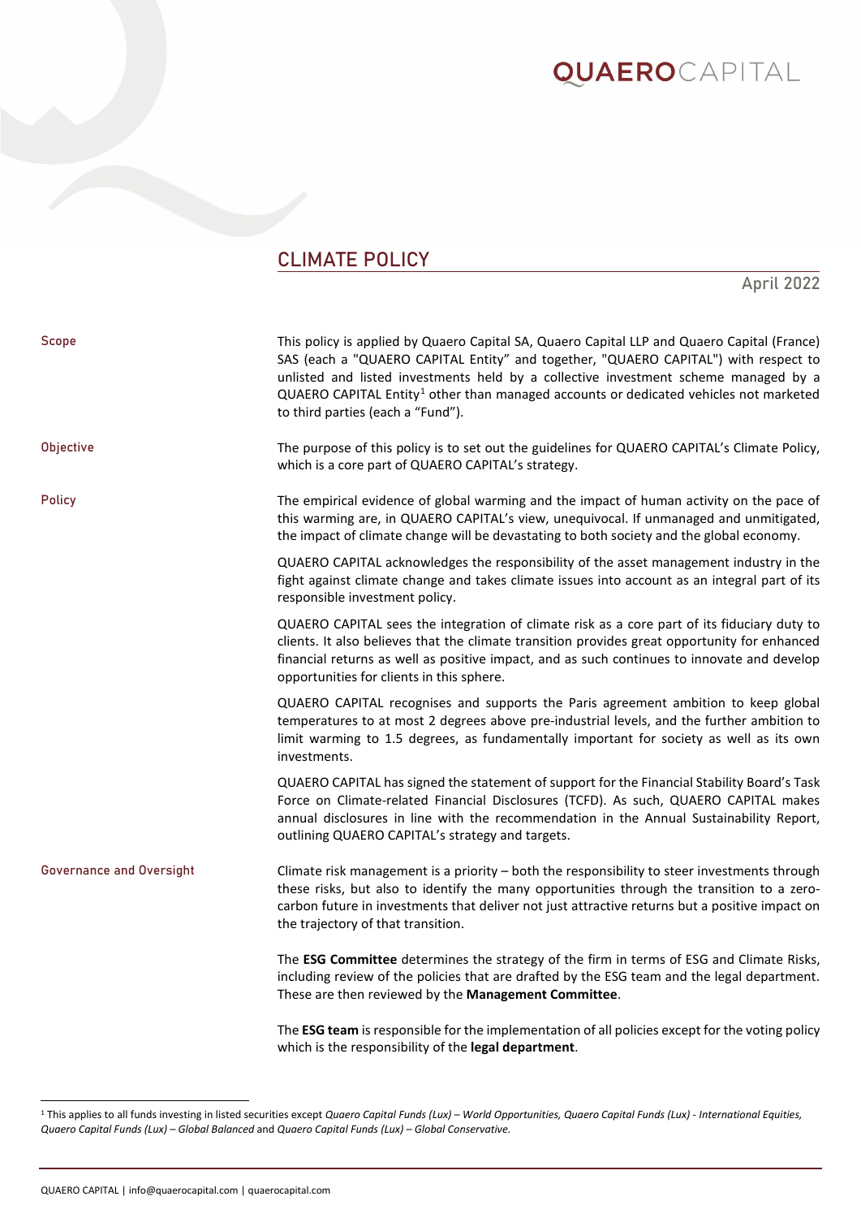# CLIMATE POLICY

April 2022

## Scope

This policy is applied by Quaero Capital SA, Quaero Capital LLP and Quaero Capital (France) SAS (each a "QUAERO CAPITAL Entity" and together, "QUAERO CAPITAL") with respect to unlisted and listed investments held by a collective investment scheme managed by a QUAERO CAPITAL Entity[1] other than managed accounts or dedicated vehicles not marketed to third parties (each a "Fund").

## Objective

The purpose of this policy is to set out the guidelines for QUAERO CAPITAL's Climate Policy, which is a core part of QUAERO CAPITAL's strategy.

## Policy

The empirical evidence of global warming and the impact of human activity on the pace of this warming are, in QUAERO CAPITAL's view, unequivocal. If unmanaged and unmitigated, the impact of climate change will be devastating to both society and the global economy.

QUAERO CAPITAL acknowledges the responsibility of the asset management industry in the fight against climate change and takes climate issues into account as an integral part of its responsible investment policy.

QUAERO CAPITAL sees the integration of climate risk as a core part of its fiduciary duty to clients. It also believes that the climate transition provides great opportunity for enhanced financial returns as well as positive impact, and as such continues to innovate and develop opportunities for clients in this sphere.

QUAERO CAPITAL recognises and supports the Paris agreement ambition to keep global temperatures to at most 2 degrees above pre-industrial levels, and the further ambition to limit warming to 1.5 degrees, as fundamentally important for society as well as its own investments.

QUAERO CAPITAL has signed the statement of support for the Financial Stability Board's Task Force on Climate-related Financial Disclosures (TCFD). As such, QUAERO CAPITAL makes annual disclosures in line with the recommendation in the Annual Sustainability Report, outlining QUAERO CAPITAL's strategy and targets.

## Governance and Oversight

Climate risk management is a priority – both the responsibility to steer investments through these risks, but also to identify the many opportunities through the transition to a zero-carbon future in investments that deliver not just attractive returns but a positive impact on the trajectory of that transition.

The **ESG Committee** determines the strategy of the firm in terms of ESG and Climate Risks, including review of the policies that are drafted by the ESG team and the legal department. These are then reviewed by the **Management Committee**.

The **ESG team** is responsible for the implementation of all policies except for the voting policy which is the responsibility of the **legal department**.

---

[1] This applies to all funds investing in listed securities except *Quaero Capital Funds (Lux) – World Opportunities, Quaero Capital Funds (Lux) - International Equities, Quaero Capital Funds (Lux) – Global Balanced* and *Quaero Capital Funds (Lux) – Global Conservative.*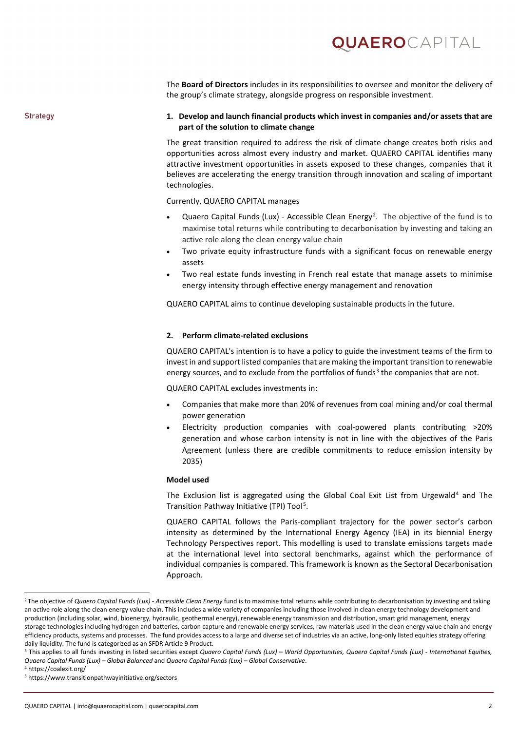The **Board of Directors** includes in its responsibilities to oversee and monitor the delivery of the group's climate strategy, alongside progress on responsible investment.

## Strategy

**1. Develop and launch financial products which invest in companies and/or assets that are part of the solution to climate change**

The great transition required to address the risk of climate change creates both risks and opportunities across almost every industry and market. QUAERO CAPITAL identifies many attractive investment opportunities in assets exposed to these changes, companies that it believes are accelerating the energy transition through innovation and scaling of important technologies.

Currently, QUAERO CAPITAL manages

- Quaero Capital Funds (Lux) - Accessible Clean Energy[2]. The objective of the fund is to maximise total returns while contributing to decarbonisation by investing and taking an active role along the clean energy value chain
- Two private equity infrastructure funds with a significant focus on renewable energy assets
- Two real estate funds investing in French real estate that manage assets to minimise energy intensity through effective energy management and renovation

QUAERO CAPITAL aims to continue developing sustainable products in the future.

**2. Perform climate-related exclusions**

QUAERO CAPITAL's intention is to have a policy to guide the investment teams of the firm to invest in and support listed companies that are making the important transition to renewable energy sources, and to exclude from the portfolios of funds[3] the companies that are not.

QUAERO CAPITAL excludes investments in:

- Companies that make more than 20% of revenues from coal mining and/or coal thermal power generation
- Electricity production companies with coal-powered plants contributing >20% generation and whose carbon intensity is not in line with the objectives of the Paris Agreement (unless there are credible commitments to reduce emission intensity by 2035)

**Model used**

The Exclusion list is aggregated using the Global Coal Exit List from Urgewald[4] and The Transition Pathway Initiative (TPI) Tool[5].

QUAERO CAPITAL follows the Paris-compliant trajectory for the power sector's carbon intensity as determined by the International Energy Agency (IEA) in its biennial Energy Technology Perspectives report. This modelling is used to translate emissions targets made at the international level into sectoral benchmarks, against which the performance of individual companies is compared. This framework is known as the Sectoral Decarbonisation Approach.

---

[2] The objective of *Quaero Capital Funds (Lux) - Accessible Clean Energy* fund is to maximise total returns while contributing to decarbonisation by investing and taking an active role along the clean energy value chain. This includes a wide variety of companies including those involved in clean energy technology development and production (including solar, wind, bioenergy, hydraulic, geothermal energy), renewable energy transmission and distribution, smart grid management, energy storage technologies including hydrogen and batteries, carbon capture and renewable energy services, raw materials used in the clean energy value chain and energy efficiency products, systems and processes. The fund provides access to a large and diverse set of industries via an active, long-only listed equities strategy offering daily liquidity. The fund is categorized as an SFDR Article 9 Product.

[3] This applies to all funds investing in listed securities except *Quaero Capital Funds (Lux) – World Opportunities, Quaero Capital Funds (Lux) - International Equities, Quaero Capital Funds (Lux) – Global Balanced* and *Quaero Capital Funds (Lux) – Global Conservative*.

[4] https://coalexit.org/

[5] https://www.transitionpathwayinitiative.org/sectors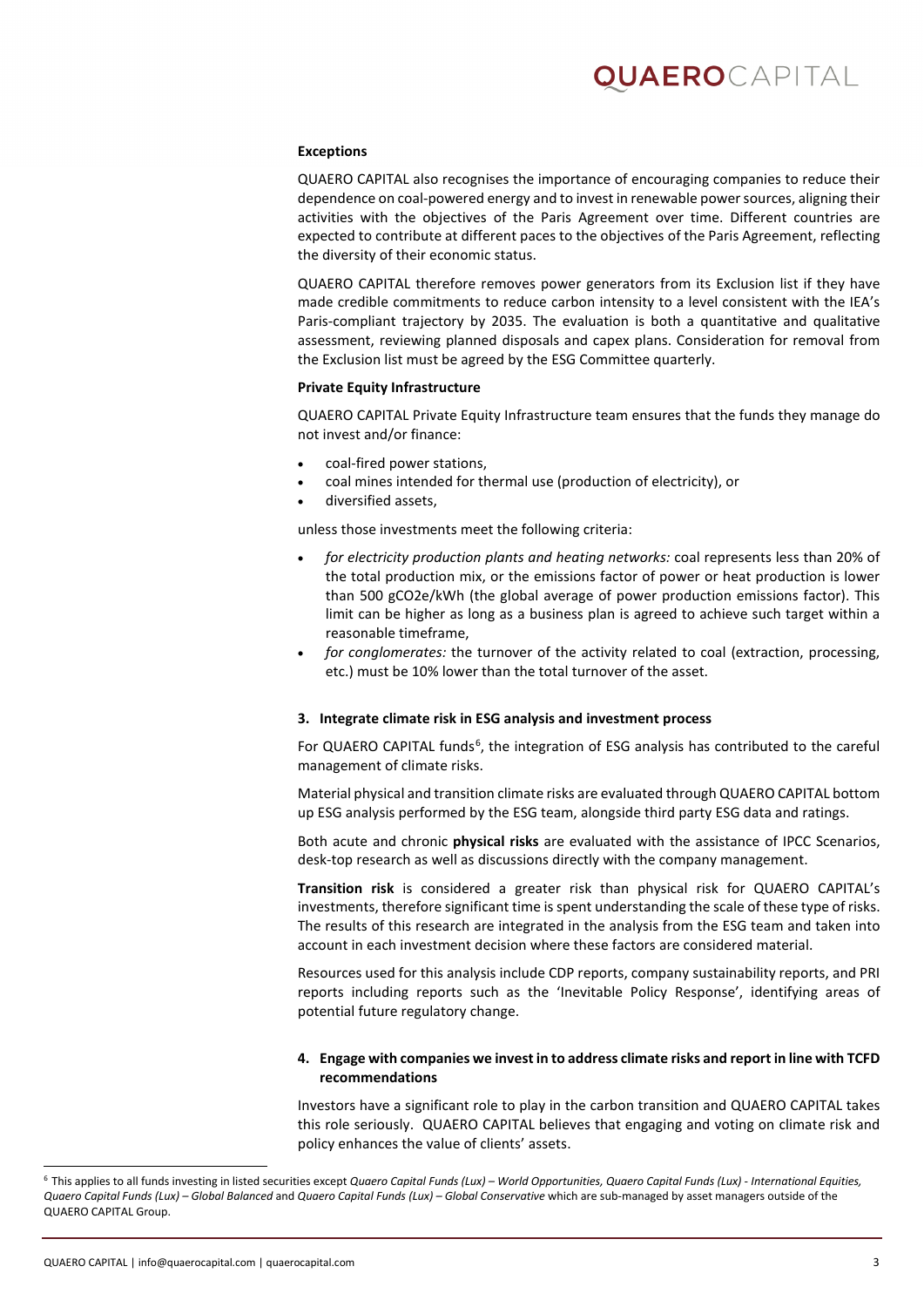**Exceptions**

QUAERO CAPITAL also recognises the importance of encouraging companies to reduce their dependence on coal-powered energy and to invest in renewable power sources, aligning their activities with the objectives of the Paris Agreement over time. Different countries are expected to contribute at different paces to the objectives of the Paris Agreement, reflecting the diversity of their economic status.

QUAERO CAPITAL therefore removes power generators from its Exclusion list if they have made credible commitments to reduce carbon intensity to a level consistent with the IEA's Paris-compliant trajectory by 2035. The evaluation is both a quantitative and qualitative assessment, reviewing planned disposals and capex plans. Consideration for removal from the Exclusion list must be agreed by the ESG Committee quarterly.

**Private Equity Infrastructure**

QUAERO CAPITAL Private Equity Infrastructure team ensures that the funds they manage do not invest and/or finance:

- coal-fired power stations,
- coal mines intended for thermal use (production of electricity), or
- diversified assets,

unless those investments meet the following criteria:

- *for electricity production plants and heating networks:* coal represents less than 20% of the total production mix, or the emissions factor of power or heat production is lower than 500 gCO2e/kWh (the global average of power production emissions factor). This limit can be higher as long as a business plan is agreed to achieve such target within a reasonable timeframe,
- *for conglomerates:* the turnover of the activity related to coal (extraction, processing, etc.) must be 10% lower than the total turnover of the asset.

### 3. Integrate climate risk in ESG analysis and investment process

For QUAERO CAPITAL funds[6], the integration of ESG analysis has contributed to the careful management of climate risks.

Material physical and transition climate risks are evaluated through QUAERO CAPITAL bottom up ESG analysis performed by the ESG team, alongside third party ESG data and ratings.

Both acute and chronic **physical risks** are evaluated with the assistance of IPCC Scenarios, desk-top research as well as discussions directly with the company management.

**Transition risk** is considered a greater risk than physical risk for QUAERO CAPITAL's investments, therefore significant time is spent understanding the scale of these type of risks. The results of this research are integrated in the analysis from the ESG team and taken into account in each investment decision where these factors are considered material.

Resources used for this analysis include CDP reports, company sustainability reports, and PRI reports including reports such as the 'Inevitable Policy Response', identifying areas of potential future regulatory change.

### 4. Engage with companies we invest in to address climate risks and report in line with TCFD recommendations

Investors have a significant role to play in the carbon transition and QUAERO CAPITAL takes this role seriously. QUAERO CAPITAL believes that engaging and voting on climate risk and policy enhances the value of clients' assets.

---

[6] This applies to all funds investing in listed securities except *Quaero Capital Funds (Lux) – World Opportunities, Quaero Capital Funds (Lux) - International Equities, Quaero Capital Funds (Lux) – Global Balanced* and *Quaero Capital Funds (Lux) – Global Conservative* which are sub-managed by asset managers outside of the QUAERO CAPITAL Group.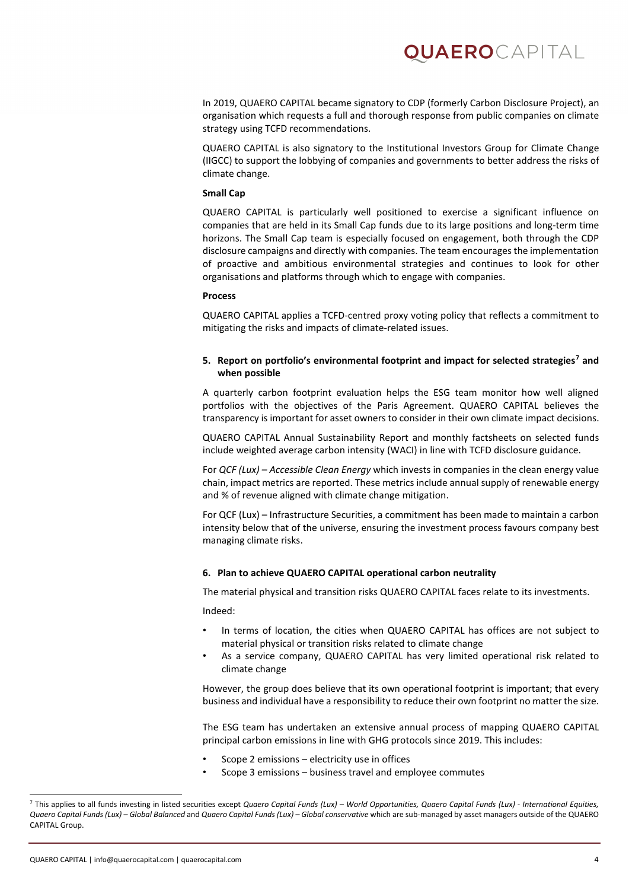In 2019, QUAERO CAPITAL became signatory to CDP (formerly Carbon Disclosure Project), an organisation which requests a full and thorough response from public companies on climate strategy using TCFD recommendations.

QUAERO CAPITAL is also signatory to the Institutional Investors Group for Climate Change (IIGCC) to support the lobbying of companies and governments to better address the risks of climate change.

**Small Cap**

QUAERO CAPITAL is particularly well positioned to exercise a significant influence on companies that are held in its Small Cap funds due to its large positions and long-term time horizons. The Small Cap team is especially focused on engagement, both through the CDP disclosure campaigns and directly with companies. The team encourages the implementation of proactive and ambitious environmental strategies and continues to look for other organisations and platforms through which to engage with companies.

**Process**

QUAERO CAPITAL applies a TCFD-centred proxy voting policy that reflects a commitment to mitigating the risks and impacts of climate-related issues.

### 5. Report on portfolio's environmental footprint and impact for selected strategies[7] and when possible

A quarterly carbon footprint evaluation helps the ESG team monitor how well aligned portfolios with the objectives of the Paris Agreement. QUAERO CAPITAL believes the transparency is important for asset owners to consider in their own climate impact decisions.

QUAERO CAPITAL Annual Sustainability Report and monthly factsheets on selected funds include weighted average carbon intensity (WACI) in line with TCFD disclosure guidance.

For *QCF (Lux) – Accessible Clean Energy* which invests in companies in the clean energy value chain, impact metrics are reported. These metrics include annual supply of renewable energy and % of revenue aligned with climate change mitigation.

For QCF (Lux) – Infrastructure Securities, a commitment has been made to maintain a carbon intensity below that of the universe, ensuring the investment process favours company best managing climate risks.

### 6. Plan to achieve QUAERO CAPITAL operational carbon neutrality

The material physical and transition risks QUAERO CAPITAL faces relate to its investments.

Indeed:

- In terms of location, the cities when QUAERO CAPITAL has offices are not subject to material physical or transition risks related to climate change
- As a service company, QUAERO CAPITAL has very limited operational risk related to climate change

However, the group does believe that its own operational footprint is important; that every business and individual have a responsibility to reduce their own footprint no matter the size.

The ESG team has undertaken an extensive annual process of mapping QUAERO CAPITAL principal carbon emissions in line with GHG protocols since 2019. This includes:

- Scope 2 emissions – electricity use in offices
- Scope 3 emissions – business travel and employee commutes

---

[7] This applies to all funds investing in listed securities except *Quaero Capital Funds (Lux) – World Opportunities, Quaero Capital Funds (Lux) - International Equities, Quaero Capital Funds (Lux) – Global Balanced* and *Quaero Capital Funds (Lux) – Global conservative* which are sub-managed by asset managers outside of the QUAERO CAPITAL Group.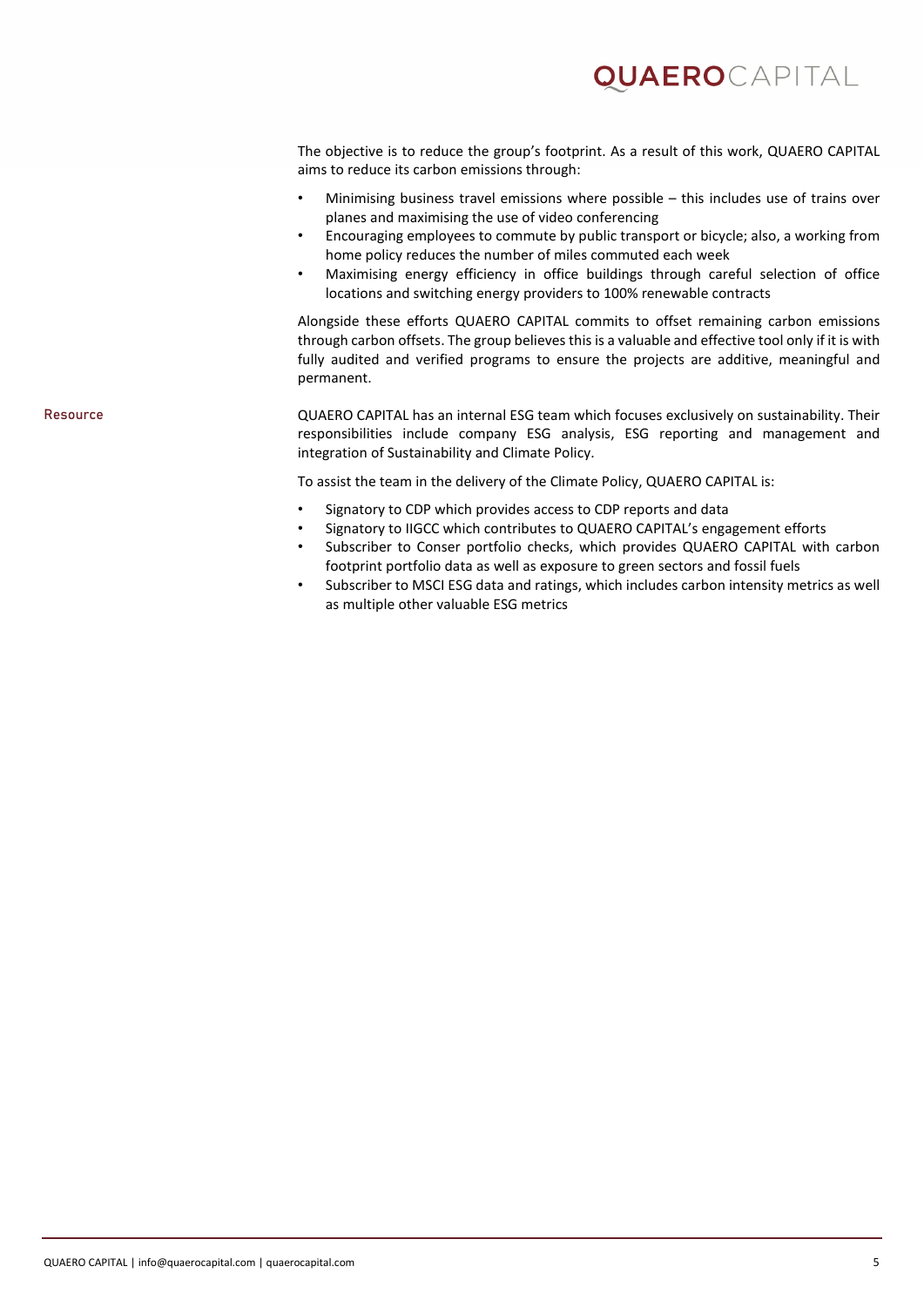The objective is to reduce the group's footprint. As a result of this work, QUAERO CAPITAL aims to reduce its carbon emissions through:

- Minimising business travel emissions where possible – this includes use of trains over planes and maximising the use of video conferencing
- Encouraging employees to commute by public transport or bicycle; also, a working from home policy reduces the number of miles commuted each week
- Maximising energy efficiency in office buildings through careful selection of office locations and switching energy providers to 100% renewable contracts

Alongside these efforts QUAERO CAPITAL commits to offset remaining carbon emissions through carbon offsets. The group believes this is a valuable and effective tool only if it is with fully audited and verified programs to ensure the projects are additive, meaningful and permanent.

## Resource

QUAERO CAPITAL has an internal ESG team which focuses exclusively on sustainability. Their responsibilities include company ESG analysis, ESG reporting and management and integration of Sustainability and Climate Policy.

To assist the team in the delivery of the Climate Policy, QUAERO CAPITAL is:

- Signatory to CDP which provides access to CDP reports and data
- Signatory to IIGCC which contributes to QUAERO CAPITAL's engagement efforts
- Subscriber to Conser portfolio checks, which provides QUAERO CAPITAL with carbon footprint portfolio data as well as exposure to green sectors and fossil fuels
- Subscriber to MSCI ESG data and ratings, which includes carbon intensity metrics as well as multiple other valuable ESG metrics